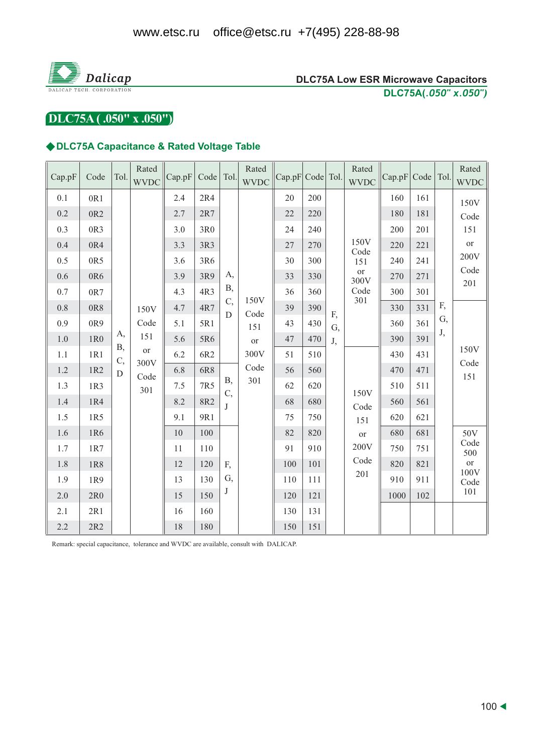www.etsc.ru office@etsc.ru +7(495) 228-88-98

**Dalicap**
DALICAP TECH. CORPORATION

**DLC75A Low ESR Microwave Capacitors**
**DLC75A(.050" x.050")**

# DLC75A ( .050" x .050")

## ◆DLC75A Capacitance & Rated Voltage Table

| Cap.pF | Code | Tol. | Rated WVDC | Cap.pF | Code | Tol. | Rated WVDC | Cap.pF | Code | Tol. | Rated WVDC | Cap.pF | Code | Tol. | Rated WVDC |
|---|---|---|---|---|---|---|---|---|---|---|---|---|---|---|---|
| 0.1 | 0R1 | A, B, C, D | 150V Code 151 or 300V Code 301 | 2.4 | 2R4 | A, B, C, D | 150V Code 151 or 300V Code 301 | 20 | 200 | F, G, J, | 150V Code 151 or 300V Code 301 | 160 | 161 | F, G, J, | 150V Code 151 or 200V Code 201 |
| 0.2 | 0R2 | | | 2.7 | 2R7 | | | 22 | 220 | | | 180 | 181 | | |
| 0.3 | 0R3 | | | 3.0 | 3R0 | | | 24 | 240 | | | 200 | 201 | | |
| 0.4 | 0R4 | | | 3.3 | 3R3 | | | 27 | 270 | | | 220 | 221 | | |
| 0.5 | 0R5 | | | 3.6 | 3R6 | | | 30 | 300 | | | 240 | 241 | | |
| 0.6 | 0R6 | | | 3.9 | 3R9 | | | 33 | 330 | | | 270 | 271 | | |
| 0.7 | 0R7 | | | 4.3 | 4R3 | | | 36 | 360 | | | 300 | 301 | | |
| 0.8 | 0R8 | | | 4.7 | 4R7 | | | 39 | 390 | | | 330 | 331 | | 150V Code 151 |
| 0.9 | 0R9 | | | 5.1 | 5R1 | | | 43 | 430 | | | 360 | 361 | | |
| 1.0 | 1R0 | | | 5.6 | 5R6 | | | 47 | 470 | | | 390 | 391 | | |
| 1.1 | 1R1 | | | 6.2 | 6R2 | | | 51 | 510 | | 150V Code 151 or 200V Code 201 | 430 | 431 | | |
| 1.2 | 1R2 | | | 6.8 | 6R8 | B, C, J | | 56 | 560 | | | 470 | 471 | | |
| 1.3 | 1R3 | | | 7.5 | 7R5 | | | 62 | 620 | | | 510 | 511 | | |
| 1.4 | 1R4 | | | 8.2 | 8R2 | | | 68 | 680 | | | 560 | 561 | | |
| 1.5 | 1R5 | | | 9.1 | 9R1 | | | 75 | 750 | | | 620 | 621 | | |
| 1.6 | 1R6 | | | 10 | 100 | F, G, J | | 82 | 820 | | | 680 | 681 | | 50V Code 500 or 100V Code 101 |
| 1.7 | 1R7 | | | 11 | 110 | | | 91 | 910 | | | 750 | 751 | | |
| 1.8 | 1R8 | | | 12 | 120 | | | 100 | 101 | | | 820 | 821 | | |
| 1.9 | 1R9 | | | 13 | 130 | | | 110 | 111 | | | 910 | 911 | | |
| 2.0 | 2R0 | | | 15 | 150 | | | 120 | 121 | | | 1000 | 102 | | |
| 2.1 | 2R1 | | | 16 | 160 | | | 130 | 131 | | | | | | |
| 2.2 | 2R2 | | | 18 | 180 | | | 150 | 151 | | | | | | |

Remark: special capacitance, tolerance and WVDC are available, consult with DALICAP.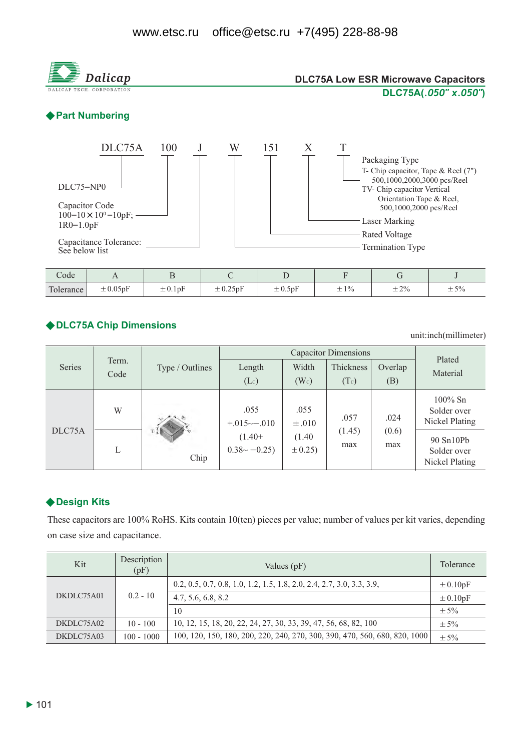www.etsc.ru office@etsc.ru +7(495) 228-88-98

**Dalicap**
DALICAP TECH. CORPORATION

**DLC75A Low ESR Microwave Capacitors**
**DLC75A(*.050" x.050"*)**

## ◆Part Numbering

DLC75A 100 J W 151 X T

- DLC75A — DLC75=NP0
- 100 — Capacitor Code: 100=10×10⁰=10pF; 1R0=1.0pF
- J — Capacitance Tolerance: See below list
- W — Termination Type
- 151 — Rated Voltage
- X — Laser Marking
- T — Packaging Type
  - T- Chip capacitor, Tape & Reel (7") 500,1000,2000,3000 pcs/Reel
  - TV- Chip capacitor Vertical Orientation Tape & Reel, 500,1000,2000 pcs/Reel

| Code | A | B | C | D | F | G | J |
|---|---|---|---|---|---|---|---|
| Tolerance | ±0.05pF | ±0.1pF | ±0.25pF | ±0.5pF | ±1% | ±2% | ±5% |

## ◆DLC75A Chip Dimensions

unit:inch(millimeter)

| Series | Term. Code | Type / Outlines | Capacitor Dimensions | | | | Plated Material |
|---|---|---|---|---|---|---|---|
| | | | Length ($L_c$) | Width ($W_c$) | Thickness ($T_c$) | Overlap (B) | |
| DLC75A | W | Chip | .055 +.015~−.010 (1.40+ 0.38~ −0.25) | .055 ±.010 (1.40 ±0.25) | .057 (1.45) max | .024 (0.6) max | 100% Sn Solder over Nickel Plating |
| | L | | | | | | 90 Sn10Pb Solder over Nickel Plating |

## ◆Design Kits

These capacitors are 100% RoHS. Kits contain 10(ten) pieces per value; number of values per kit varies, depending on case size and capacitance.

| Kit | Description (pF) | Values (pF) | Tolerance |
|---|---|---|---|
| DKDLC75A01 | 0.2 - 10 | 0.2, 0.5, 0.7, 0.8, 1.0, 1.2, 1.5, 1.8, 2.0, 2.4, 2.7, 3.0, 3.3, 3.9, | ±0.10pF |
| | | 4.7, 5.6, 6.8, 8.2 | ±0.10pF |
| | | 10 | ±5% |
| DKDLC75A02 | 10 - 100 | 10, 12, 15, 18, 20, 22, 24, 27, 30, 33, 39, 47, 56, 68, 82, 100 | ±5% |
| DKDLC75A03 | 100 - 1000 | 100, 120, 150, 180, 200, 220, 240, 270, 300, 390, 470, 560, 680, 820, 1000 | ±5% |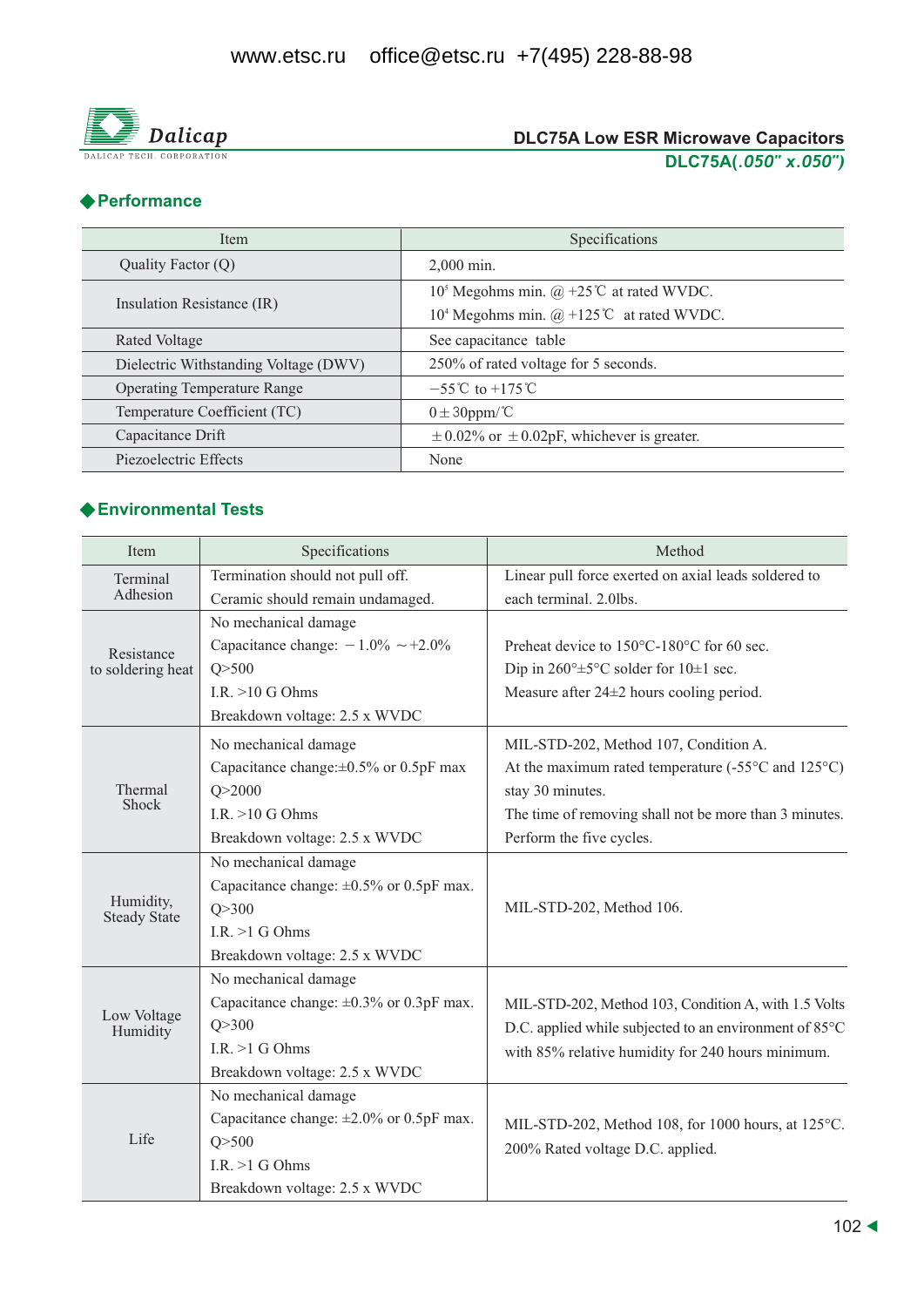## Performance

| Item | Specifications |
|---|---|
| Quality Factor (Q) | 2,000 min. |
| Insulation Resistance (IR) | $10^5$ Megohms min. @ +25℃ at rated WVDC.<br>$10^4$ Megohms min. @ +125℃ at rated WVDC. |
| Rated Voltage | See capacitance table |
| Dielectric Withstanding Voltage (DWV) | 250% of rated voltage for 5 seconds. |
| Operating Temperature Range | −55℃ to +175℃ |
| Temperature Coefficient (TC) | 0±30ppm/℃ |
| Capacitance Drift | ±0.02% or ±0.02pF, whichever is greater. |
| Piezoelectric Effects | None |

## Environmental Tests

| Item | Specifications | Method |
|---|---|---|
| Terminal Adhesion | Termination should not pull off.<br>Ceramic should remain undamaged. | Linear pull force exerted on axial leads soldered to each terminal. 2.0lbs. |
| Resistance to soldering heat | No mechanical damage<br>Capacitance change: −1.0% ~+2.0%<br>Q>500<br>I.R. >10 G Ohms<br>Breakdown voltage: 2.5 x WVDC | Preheat device to 150°C-180°C for 60 sec.<br>Dip in 260°±5°C solder for 10±1 sec.<br>Measure after 24±2 hours cooling period. |
| Thermal Shock | No mechanical damage<br>Capacitance change:±0.5% or 0.5pF max<br>Q>2000<br>I.R. >10 G Ohms<br>Breakdown voltage: 2.5 x WVDC | MIL-STD-202, Method 107, Condition A.<br>At the maximum rated temperature (-55°C and 125°C) stay 30 minutes.<br>The time of removing shall not be more than 3 minutes.<br>Perform the five cycles. |
| Humidity, Steady State | No mechanical damage<br>Capacitance change: ±0.5% or 0.5pF max.<br>Q>300<br>I.R. >1 G Ohms<br>Breakdown voltage: 2.5 x WVDC | MIL-STD-202, Method 106. |
| Low Voltage Humidity | No mechanical damage<br>Capacitance change: ±0.3% or 0.3pF max.<br>Q>300<br>I.R. >1 G Ohms<br>Breakdown voltage: 2.5 x WVDC | MIL-STD-202, Method 103, Condition A, with 1.5 Volts D.C. applied while subjected to an environment of 85°C with 85% relative humidity for 240 hours minimum. |
| Life | No mechanical damage<br>Capacitance change: ±2.0% or 0.5pF max.<br>Q>500<br>I.R. >1 G Ohms<br>Breakdown voltage: 2.5 x WVDC | MIL-STD-202, Method 108, for 1000 hours, at 125°C.<br>200% Rated voltage D.C. applied. |